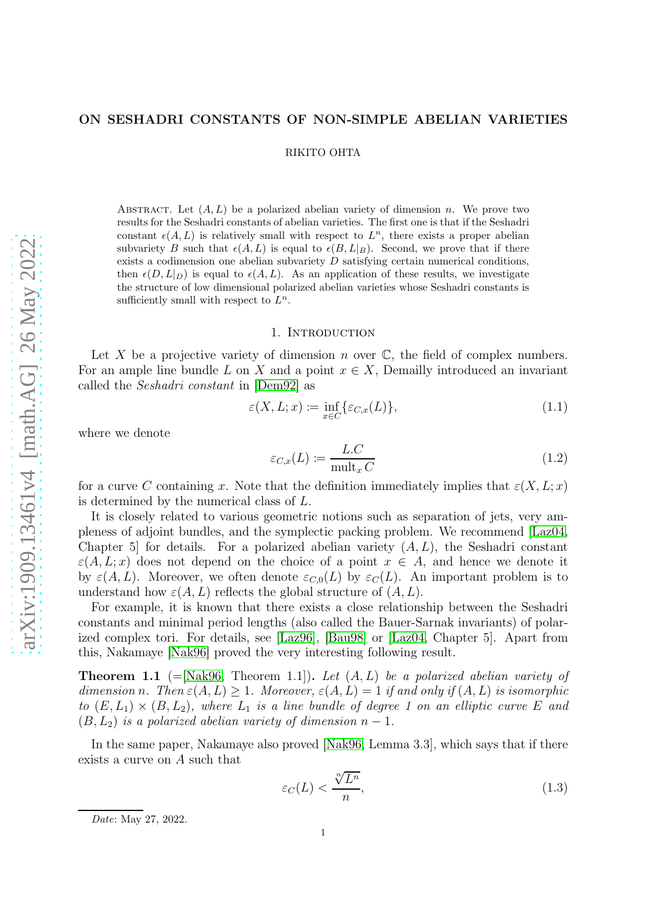# ON SESHADRI CONSTANTS OF NON-SIMPLE ABELIAN VARIETIES

RIKITO OHTA

Abstract. Let $(A, L)$ be a polarized abelian variety of dimension $n$. We prove two results for the Seshadri constants of abelian varieties. The first one is that if the Seshadri constant $\epsilon(A, L)$ is relatively small with respect to $L^n$, there exists a proper abelian subvariety $B$ such that $\epsilon(A, L)$ is equal to $\epsilon(B, L|_B)$. Second, we prove that if there exists a codimension one abelian subvariety $D$ satisfying certain numerical conditions, then $\epsilon(D, L|_D)$ is equal to $\epsilon(A, L)$. As an application of these results, we investigate the structure of low dimensional polarized abelian varieties whose Seshadri constants is sufficiently small with respect to $L^n$.

## 1. Introduction

Let $X$ be a projective variety of dimension $n$ over $\mathbb{C}$, the field of complex numbers. For an ample line bundle $L$ on $X$ and a point $x \in X$, Demailly introduced an invariant called the *Seshadri constant* in [Dem92] as

$$\varepsilon(X, L; x) := \inf_{x \in C}\{\varepsilon_{C,x}(L)\}, \tag{1.1}$$

where we denote

$$\varepsilon_{C,x}(L) := \frac{L.C}{\operatorname{mult}_x C} \tag{1.2}$$

for a curve $C$ containing $x$. Note that the definition immediately implies that $\varepsilon(X, L; x)$ is determined by the numerical class of $L$.

It is closely related to various geometric notions such as separation of jets, very ampleness of adjoint bundles, and the symplectic packing problem. We recommend [Laz04, Chapter 5] for details. For a polarized abelian variety $(A, L)$, the Seshadri constant $\varepsilon(A, L; x)$ does not depend on the choice of a point $x \in A$, and hence we denote it by $\varepsilon(A, L)$. Moreover, we often denote $\varepsilon_{C,0}(L)$ by $\varepsilon_C(L)$. An important problem is to understand how $\varepsilon(A, L)$ reflects the global structure of $(A, L)$.

For example, it is known that there exists a close relationship between the Seshadri constants and minimal period lengths (also called the Bauer-Sarnak invariants) of polarized complex tori. For details, see [Laz96], [Bau98] or [Laz04, Chapter 5]. Apart from this, Nakamaye [Nak96] proved the very interesting following result.

**Theorem 1.1** (=[Nak96, Theorem 1.1]). *Let $(A, L)$ be a polarized abelian variety of dimension $n$. Then $\varepsilon(A, L) \geq 1$. Moreover, $\varepsilon(A, L) = 1$ if and only if $(A, L)$ is isomorphic to $(E, L_1) \times (B, L_2)$, where $L_1$ is a line bundle of degree 1 on an elliptic curve $E$ and $(B, L_2)$ is a polarized abelian variety of dimension $n - 1$.*

In the same paper, Nakamaye also proved [Nak96, Lemma 3.3], which says that if there exists a curve on $A$ such that

$$\varepsilon_C(L) < \frac{\sqrt[n]{L^n}}{n}, \tag{1.3}$$

*Date*: May 27, 2022.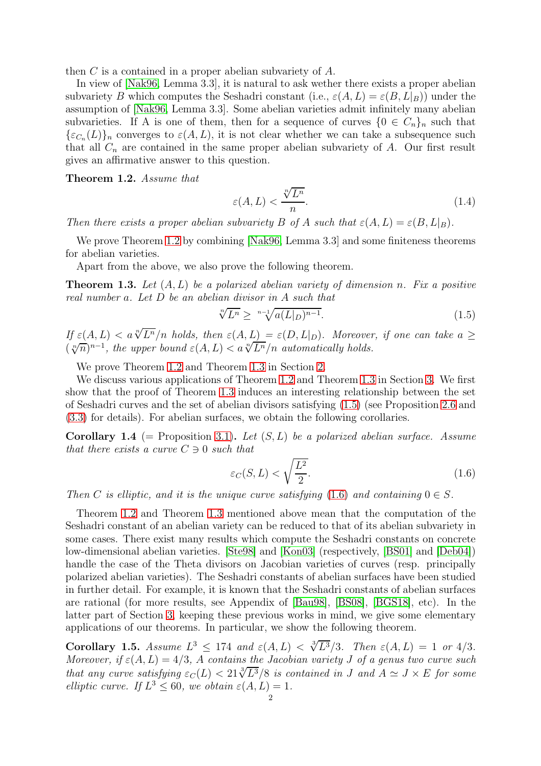then $C$ is a contained in a proper abelian subvariety of $A$.

In view of [Nak96, Lemma 3.3], it is natural to ask wether there exists a proper abelian subvariety $B$ which computes the Seshadri constant (i.e., $\varepsilon(A, L) = \varepsilon(B, L|_B)$) under the assumption of [Nak96, Lemma 3.3]. Some abelian varieties admit infinitely many abelian subvarieties. If A is one of them, then for a sequence of curves $\{0 \in C_n\}_n$ such that $\{\varepsilon_{C_n}(L)\}_n$ converges to $\varepsilon(A, L)$, it is not clear whether we can take a subsequence such that all $C_n$ are contained in the same proper abelian subvariety of $A$. Our first result gives an affirmative answer to this question.

**Theorem 1.2.** *Assume that*

$$\varepsilon(A, L) < \frac{\sqrt[n]{L^n}}{n}. \tag{1.4}$$

*Then there exists a proper abelian subvariety $B$ of $A$ such that $\varepsilon(A, L) = \varepsilon(B, L|_B)$.*

We prove Theorem 1.2 by combining [Nak96, Lemma 3.3] and some finiteness theorems for abelian varieties.

Apart from the above, we also prove the following theorem.

**Theorem 1.3.** *Let $(A, L)$ be a polarized abelian variety of dimension $n$. Fix a positive real number $a$. Let $D$ be an abelian divisor in $A$ such that*

$$\sqrt[n]{L^n} \geq \sqrt[n-1]{a(L|_D)^{n-1}}. \tag{1.5}$$

*If $\varepsilon(A, L) < a\sqrt[n]{L^n}/n$ holds, then $\varepsilon(A, L) = \varepsilon(D, L|_D)$. Moreover, if one can take $a \geq (\sqrt[n]{n})^{n-1}$, the upper bound $\varepsilon(A, L) < a\sqrt[n]{L^n}/n$ automatically holds.*

We prove Theorem 1.2 and Theorem 1.3 in Section 2.

We discuss various applications of Theorem 1.2 and Theorem 1.3 in Section 3. We first show that the proof of Theorem 1.3 induces an interesting relationship between the set of Seshadri curves and the set of abelian divisors satisfying (1.5) (see Proposition 2.6 and (3.3) for details). For abelian surfaces, we obtain the following corollaries.

**Corollary 1.4** (= Proposition 3.1)**.** *Let $(S, L)$ be a polarized abelian surface. Assume that there exists a curve $C \ni 0$ such that*

$$\varepsilon_C(S, L) < \sqrt{\frac{L^2}{2}}. \tag{1.6}$$

*Then $C$ is elliptic, and it is the unique curve satisfying (1.6) and containing $0 \in S$.*

Theorem 1.2 and Theorem 1.3 mentioned above mean that the computation of the Seshadri constant of an abelian variety can be reduced to that of its abelian subvariety in some cases. There exist many results which compute the Seshadri constants on concrete low-dimensional abelian varieties. [Ste98] and [Kon03] (respectively, [BS01] and [Deb04]) handle the case of the Theta divisors on Jacobian varieties of curves (resp. principally polarized abelian varieties). The Seshadri constants of abelian surfaces have been studied in further detail. For example, it is known that the Seshadri constants of abelian surfaces are rational (for more results, see Appendix of [Bau98], [BS08], [BGS18], etc). In the latter part of Section 3, keeping these previous works in mind, we give some elementary applications of our theorems. In particular, we show the following theorem.

**Corollary 1.5.** *Assume $L^3 \leq 174$ and $\varepsilon(A, L) < \sqrt[3]{L^3}/3$. Then $\varepsilon(A, L) = 1$ or $4/3$. Moreover, if $\varepsilon(A, L) = 4/3$, $A$ contains the Jacobian variety $J$ of a genus two curve such that any curve satisfying $\varepsilon_C(L) < 21\sqrt[3]{L^3}/8$ is contained in $J$ and $A \simeq J \times E$ for some elliptic curve. If $L^3 \leq 60$, we obtain $\varepsilon(A, L) = 1$.*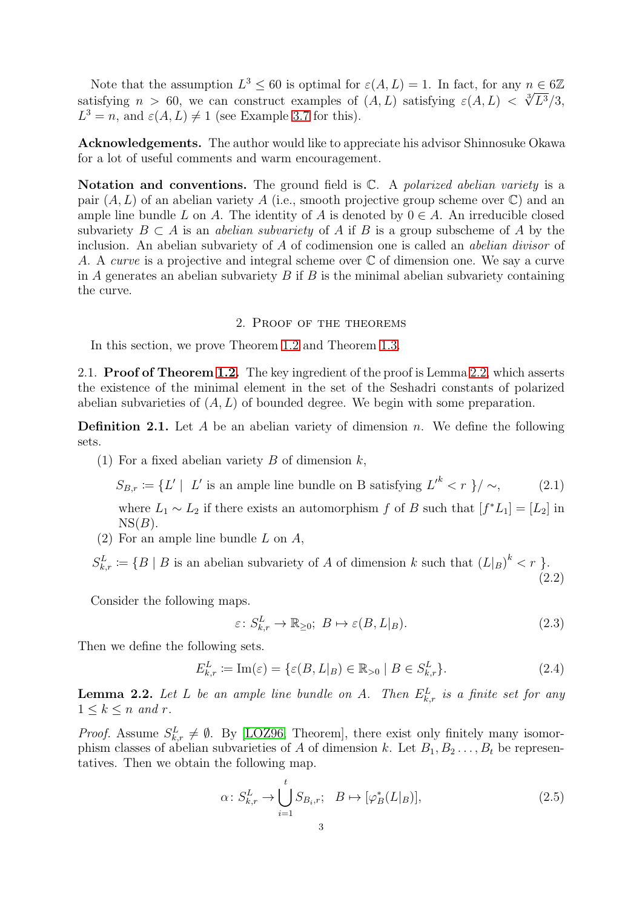Note that the assumption $L^3 \leq 60$ is optimal for $\varepsilon(A, L) = 1$. In fact, for any $n \in 6\mathbb{Z}$ satisfying $n > 60$, we can construct examples of $(A, L)$ satisfying $\varepsilon(A, L) < \sqrt[3]{L^3}/3$, $L^3 = n$, and $\varepsilon(A, L) \neq 1$ (see Example 3.7 for this).

**Acknowledgements.** The author would like to appreciate his advisor Shinnosuke Okawa for a lot of useful comments and warm encouragement.

**Notation and conventions.** The ground field is $\mathbb{C}$. A *polarized abelian variety* is a pair $(A, L)$ of an abelian variety $A$ (i.e., smooth projective group scheme over $\mathbb{C}$) and an ample line bundle $L$ on $A$. The identity of $A$ is denoted by $0 \in A$. An irreducible closed subvariety $B \subset A$ is an *abelian subvariety* of $A$ if $B$ is a group subscheme of $A$ by the inclusion. An abelian subvariety of $A$ of codimension one is called an *abelian divisor* of $A$. A *curve* is a projective and integral scheme over $\mathbb{C}$ of dimension one. We say a curve in $A$ generates an abelian subvariety $B$ if $B$ is the minimal abelian subvariety containing the curve.

## 2. Proof of the theorems

In this section, we prove Theorem 1.2 and Theorem 1.3.

2.1. **Proof of Theorem 1.2.** The key ingredient of the proof is Lemma 2.2, which asserts the existence of the minimal element in the set of the Seshadri constants of polarized abelian subvarieties of $(A, L)$ of bounded degree. We begin with some preparation.

**Definition 2.1.** Let $A$ be an abelian variety of dimension $n$. We define the following sets.

1. For a fixed abelian variety $B$ of dimension $k$,
$$S_{B,r} \coloneqq \{L' \mid L' \text{ is an ample line bundle on B satisfying } {L'}^k < r\}/\sim, \tag{2.1}$$
where $L_1 \sim L_2$ if there exists an automorphism $f$ of $B$ such that $[f^*L_1] = [L_2]$ in $\mathrm{NS}(B)$.
2. For an ample line bundle $L$ on $A$,
$$S^L_{k,r} \coloneqq \{B \mid B \text{ is an abelian subvariety of } A \text{ of dimension } k \text{ such that } (L|_B)^k < r\}. \tag{2.2}$$

Consider the following maps.
$$\varepsilon\colon S^L_{k,r} \to \mathbb{R}_{\geq 0};\ B \mapsto \varepsilon(B, L|_B). \tag{2.3}$$
Then we define the following sets.
$$E^L_{k,r} \coloneqq \mathrm{Im}(\varepsilon) = \{\varepsilon(B, L|_B) \in \mathbb{R}_{>0} \mid B \in S^L_{k,r}\}. \tag{2.4}$$

**Lemma 2.2.** *Let $L$ be an ample line bundle on $A$. Then $E^L_{k,r}$ is a finite set for any $1 \leq k \leq n$ and $r$.*

*Proof.* Assume $S^L_{k,r} \neq \emptyset$. By [LOZ96, Theorem], there exist only finitely many isomorphism classes of abelian subvarieties of $A$ of dimension $k$. Let $B_1, B_2 \ldots, B_t$ be representatives. Then we obtain the following map.
$$\alpha\colon S^L_{k,r} \to \bigcup_{i=1}^{t} S_{B_i,r};\quad B \mapsto [\varphi_B^*(L|_B)], \tag{2.5}$$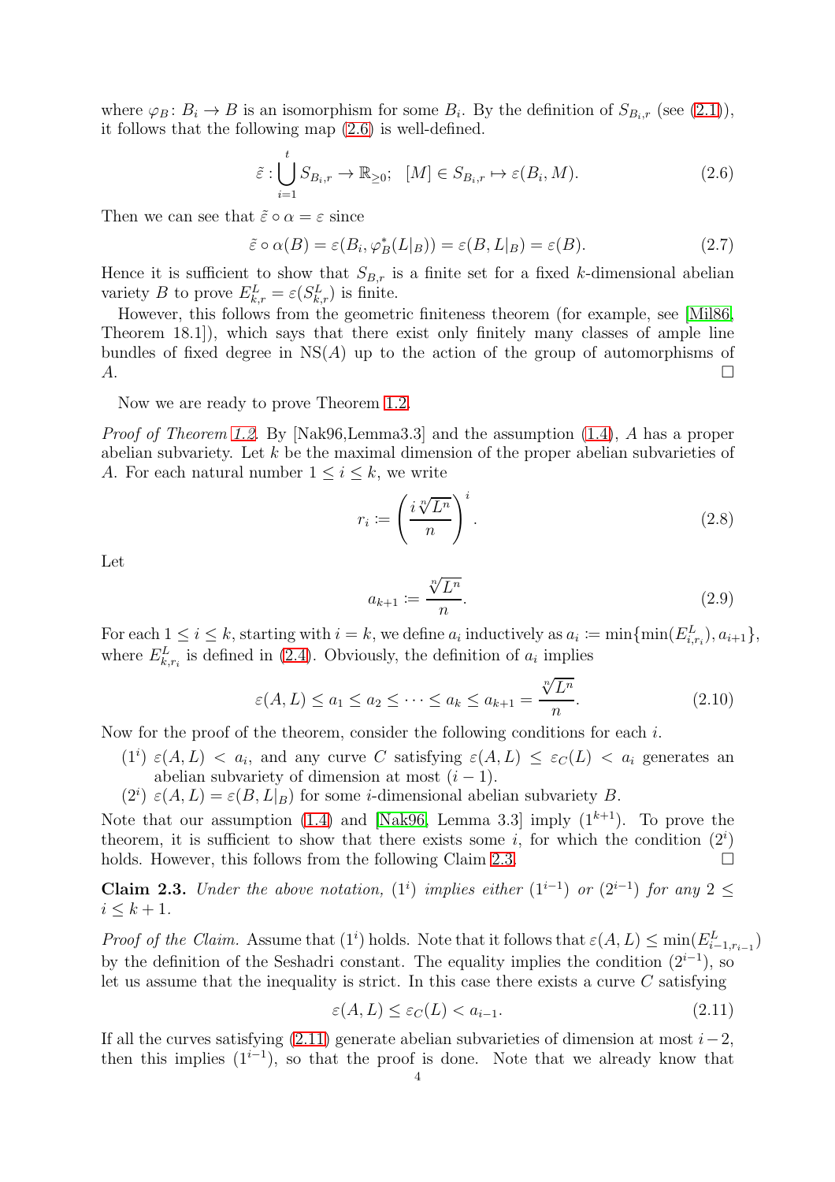where $\varphi_B \colon B_i \to B$ is an isomorphism for some $B_i$. By the definition of $S_{B_i,r}$ (see (2.1)), it follows that the following map (2.6) is well-defined.

$$\tilde{\varepsilon} : \bigcup_{i=1}^{t} S_{B_i,r} \to \mathbb{R}_{\geq 0}; \quad [M] \in S_{B_i,r} \mapsto \varepsilon(B_i, M). \tag{2.6}$$

Then we can see that $\tilde{\varepsilon} \circ \alpha = \varepsilon$ since

$$\tilde{\varepsilon} \circ \alpha(B) = \varepsilon(B_i, \varphi_B^*(L|_B)) = \varepsilon(B, L|_B) = \varepsilon(B). \tag{2.7}$$

Hence it is sufficient to show that $S_{B,r}$ is a finite set for a fixed $k$-dimensional abelian variety $B$ to prove $E^L_{k,r} = \varepsilon(S^L_{k,r})$ is finite.

However, this follows from the geometric finiteness theorem (for example, see [Mil86, Theorem 18.1]), which says that there exist only finitely many classes of ample line bundles of fixed degree in $\mathrm{NS}(A)$ up to the action of the group of automorphisms of $A$. $\square$

Now we are ready to prove Theorem 1.2.

*Proof of Theorem 1.2.* By [Nak96,Lemma3.3] and the assumption (1.4), $A$ has a proper abelian subvariety. Let $k$ be the maximal dimension of the proper abelian subvarieties of $A$. For each natural number $1 \leq i \leq k$, we write

$$r_i \coloneqq \left( \frac{i \sqrt[n]{L^n}}{n} \right)^i. \tag{2.8}$$

Let

$$a_{k+1} \coloneqq \frac{\sqrt[n]{L^n}}{n}. \tag{2.9}$$

For each $1 \leq i \leq k$, starting with $i = k$, we define $a_i$ inductively as $a_i \coloneqq \min\{\min(E^L_{i,r_i}), a_{i+1}\}$, where $E^L_{k,r_i}$ is defined in (2.4). Obviously, the definition of $a_i$ implies

$$\varepsilon(A, L) \leq a_1 \leq a_2 \leq \cdots \leq a_k \leq a_{k+1} = \frac{\sqrt[n]{L^n}}{n}. \tag{2.10}$$

Now for the proof of the theorem, consider the following conditions for each $i$.

($1^i$) $\varepsilon(A, L) < a_i$, and any curve $C$ satisfying $\varepsilon(A, L) \leq \varepsilon_C(L) < a_i$ generates an abelian subvariety of dimension at most $(i-1)$.

($2^i$) $\varepsilon(A, L) = \varepsilon(B, L|_B)$ for some $i$-dimensional abelian subvariety $B$.

Note that our assumption (1.4) and [Nak96, Lemma 3.3] imply ($1^{k+1}$). To prove the theorem, it is sufficient to show that there exists some $i$, for which the condition ($2^i$) holds. However, this follows from the following Claim 2.3. $\square$

**Claim 2.3.** *Under the above notation, ($1^i$) implies either ($1^{i-1}$) or ($2^{i-1}$) for any $2 \leq i \leq k+1$.*

*Proof of the Claim.* Assume that ($1^i$) holds. Note that it follows that $\varepsilon(A, L) \leq \min(E^L_{i-1,r_{i-1}})$ by the definition of the Seshadri constant. The equality implies the condition ($2^{i-1}$), so let us assume that the inequality is strict. In this case there exists a curve $C$ satisfying

$$\varepsilon(A, L) \leq \varepsilon_C(L) < a_{i-1}. \tag{2.11}$$

If all the curves satisfying (2.11) generate abelian subvarieties of dimension at most $i-2$, then this implies ($1^{i-1}$), so that the proof is done. Note that we already know that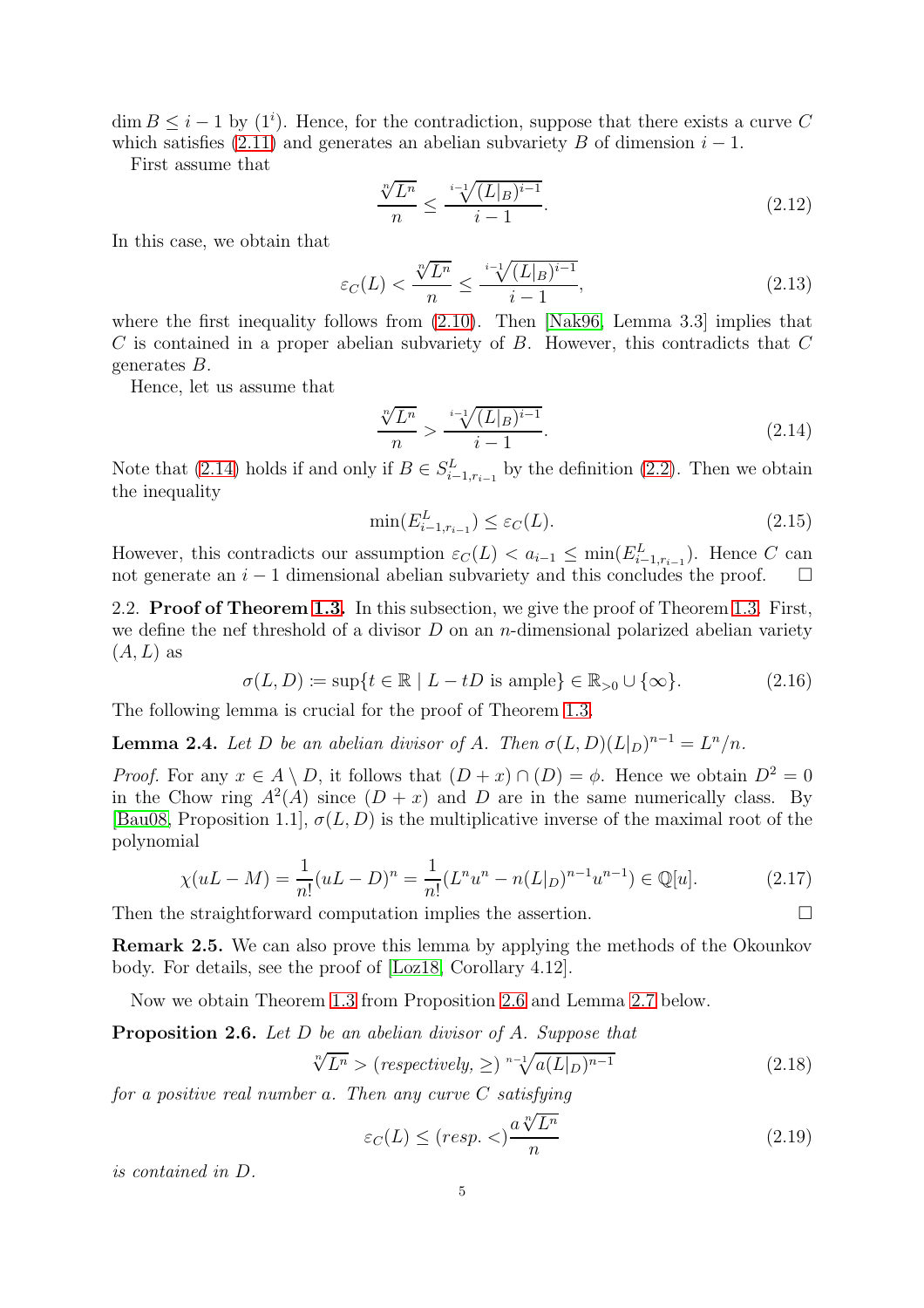$\dim B \leq i-1$ by $(1^i)$. Hence, for the contradiction, suppose that there exists a curve $C$ which satisfies (2.11) and generates an abelian subvariety $B$ of dimension $i-1$.

First assume that

$$\frac{\sqrt[n]{L^n}}{n} \leq \frac{\sqrt[i-1]{(L|_B)^{i-1}}}{i-1}. \tag{2.12}$$

In this case, we obtain that

$$\varepsilon_C(L) < \frac{\sqrt[n]{L^n}}{n} \leq \frac{\sqrt[i-1]{(L|_B)^{i-1}}}{i-1}, \tag{2.13}$$

where the first inequality follows from (2.10). Then [Nak96, Lemma 3.3] implies that $C$ is contained in a proper abelian subvariety of $B$. However, this contradicts that $C$ generates $B$.

Hence, let us assume that

$$\frac{\sqrt[n]{L^n}}{n} > \frac{\sqrt[i-1]{(L|_B)^{i-1}}}{i-1}. \tag{2.14}$$

Note that (2.14) holds if and only if $B \in S^L_{i-1,r_{i-1}}$ by the definition (2.2). Then we obtain the inequality

$$\min(E^L_{i-1,r_{i-1}}) \leq \varepsilon_C(L). \tag{2.15}$$

However, this contradicts our assumption $\varepsilon_C(L) < a_{i-1} \leq \min(E^L_{i-1,r_{i-1}})$. Hence $C$ can not generate an $i-1$ dimensional abelian subvariety and this concludes the proof. $\square$

2.2. **Proof of Theorem 1.3.** In this subsection, we give the proof of Theorem 1.3. First, we define the nef threshold of a divisor $D$ on an $n$-dimensional polarized abelian variety $(A, L)$ as

$$\sigma(L, D) \coloneqq \sup\{t \in \mathbb{R} \mid L - tD \text{ is ample}\} \in \mathbb{R}_{>0} \cup \{\infty\}. \tag{2.16}$$

The following lemma is crucial for the proof of Theorem 1.3.

**Lemma 2.4.** *Let $D$ be an abelian divisor of $A$. Then $\sigma(L, D)(L|_D)^{n-1} = L^n/n$.*

*Proof.* For any $x \in A \setminus D$, it follows that $(D + x) \cap (D) = \phi$. Hence we obtain $D^2 = 0$ in the Chow ring $A^2(A)$ since $(D + x)$ and $D$ are in the same numerically class. By [Bau08, Proposition 1.1], $\sigma(L, D)$ is the multiplicative inverse of the maximal root of the polynomial

$$\chi(uL - M) = \frac{1}{n!}(uL - D)^n = \frac{1}{n!}(L^n u^n - n(L|_D)^{n-1}u^{n-1}) \in \mathbb{Q}[u]. \tag{2.17}$$

Then the straightforward computation implies the assertion. $\square$

**Remark 2.5.** We can also prove this lemma by applying the methods of the Okounkov body. For details, see the proof of [Loz18, Corollary 4.12].

Now we obtain Theorem 1.3 from Proposition 2.6 and Lemma 2.7 below.

**Proposition 2.6.** *Let $D$ be an abelian divisor of $A$. Suppose that*

$$\sqrt[n]{L^n} > (\textit{respectively}, \geq) \sqrt[n-1]{a(L|_D)^{n-1}} \tag{2.18}$$

*for a positive real number $a$. Then any curve $C$ satisfying*

$$\varepsilon_C(L) \leq (\textit{resp.} <) \frac{a\sqrt[n]{L^n}}{n} \tag{2.19}$$

*is contained in $D$.*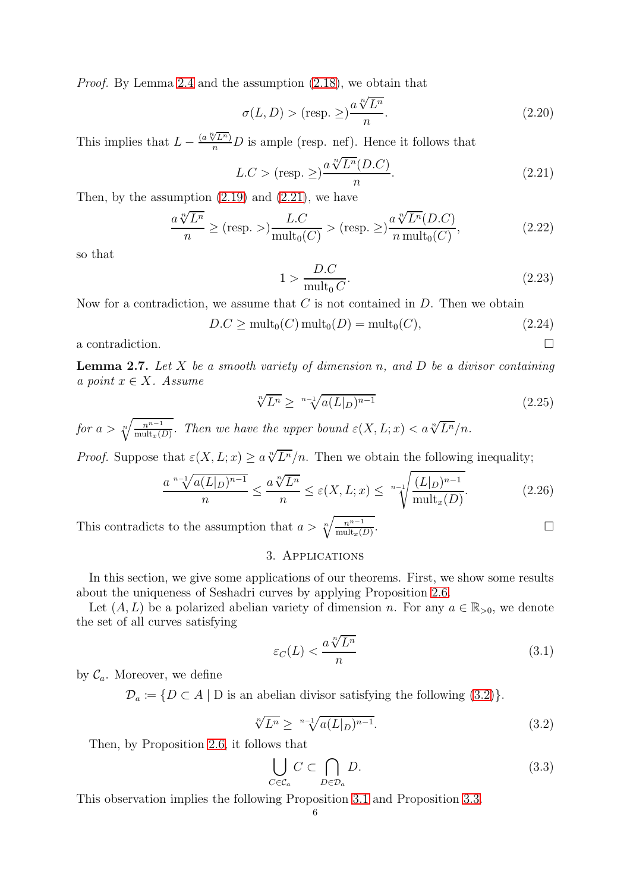*Proof.* By Lemma 2.4 and the assumption (2.18), we obtain that

$$\sigma(L, D) > (\text{resp.} \geq) \frac{a\sqrt[n]{L^n}}{n}. \tag{2.20}$$

This implies that $L - \frac{(a\sqrt[n]{L^n})}{n}D$ is ample (resp. nef). Hence it follows that

$$L.C > (\text{resp.} \geq) \frac{a\sqrt[n]{L^n}(D.C)}{n}. \tag{2.21}$$

Then, by the assumption (2.19) and (2.21), we have

$$\frac{a\sqrt[n]{L^n}}{n} \geq (\text{resp.} >) \frac{L.C}{\operatorname{mult}_0(C)} > (\text{resp.} \geq) \frac{a\sqrt[n]{L^n}(D.C)}{n \operatorname{mult}_0(C)}, \tag{2.22}$$

so that

$$1 > \frac{D.C}{\operatorname{mult}_0 C}. \tag{2.23}$$

Now for a contradiction, we assume that $C$ is not contained in $D$. Then we obtain

$$D.C \geq \operatorname{mult}_0(C) \operatorname{mult}_0(D) = \operatorname{mult}_0(C), \tag{2.24}$$

a contradiction. □

**Lemma 2.7.** *Let $X$ be a smooth variety of dimension $n$, and $D$ be a divisor containing a point $x \in X$. Assume*

$$\sqrt[n]{L^n} \geq \sqrt[n-1]{a(L|_D)^{n-1}} \tag{2.25}$$

*for $a > \sqrt[n]{\frac{n^{n-1}}{\operatorname{mult}_x(D)}}$. Then we have the upper bound $\varepsilon(X, L; x) < a\sqrt[n]{L^n}/n$.*

*Proof.* Suppose that $\varepsilon(X, L; x) \geq a\sqrt[n]{L^n}/n$. Then we obtain the following inequality;

$$\frac{a\sqrt[n-1]{a(L|_D)^{n-1}}}{n} \leq \frac{a\sqrt[n]{L^n}}{n} \leq \varepsilon(X, L; x) \leq \sqrt[n-1]{\frac{(L|_D)^{n-1}}{\operatorname{mult}_x(D)}}. \tag{2.26}$$

This contradicts to the assumption that $a > \sqrt[n]{\frac{n^{n-1}}{\operatorname{mult}_x(D)}}$. □

## 3. Applications

In this section, we give some applications of our theorems. First, we show some results about the uniqueness of Seshadri curves by applying Proposition 2.6.

Let $(A, L)$ be a polarized abelian variety of dimension $n$. For any $a \in \mathbb{R}_{>0}$, we denote the set of all curves satisfying

$$\varepsilon_C(L) < \frac{a\sqrt[n]{L^n}}{n} \tag{3.1}$$

by $\mathcal{C}_a$. Moreover, we define

$\mathcal{D}_a := \{D \subset A \mid \text{D is an abelian divisor satisfying the following (3.2)}\}.$

$$\sqrt[n]{L^n} \geq \sqrt[n-1]{a(L|_D)^{n-1}}. \tag{3.2}$$

Then, by Proposition 2.6, it follows that

$$\bigcup_{C \in \mathcal{C}_a} C \subset \bigcap_{D \in \mathcal{D}_a} D. \tag{3.3}$$

This observation implies the following Proposition 3.1 and Proposition 3.3.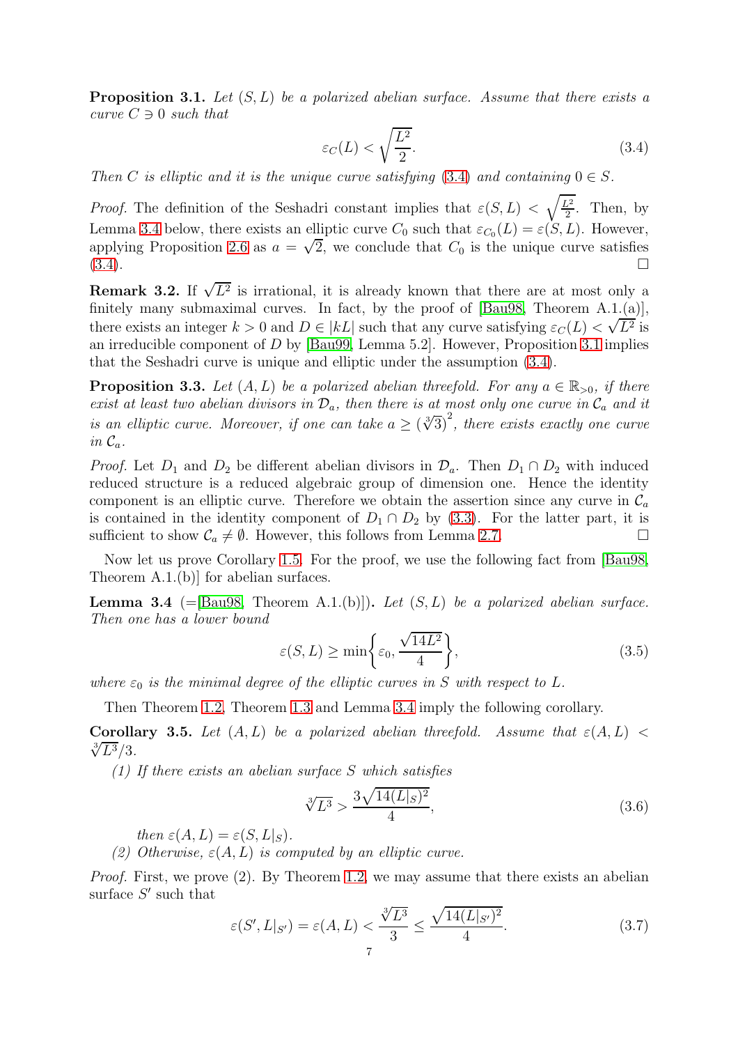**Proposition 3.1.** *Let $(S, L)$ be a polarized abelian surface. Assume that there exists a curve $C \ni 0$ such that*

$$\varepsilon_C(L) < \sqrt{\frac{L^2}{2}}. \tag{3.4}$$

*Then $C$ is elliptic and it is the unique curve satisfying (3.4) and containing $0 \in S$.*

*Proof.* The definition of the Seshadri constant implies that $\varepsilon(S, L) < \sqrt{\frac{L^2}{2}}$. Then, by Lemma 3.4 below, there exists an elliptic curve $C_0$ such that $\varepsilon_{C_0}(L) = \varepsilon(S, L)$. However, applying Proposition 2.6 as $a = \sqrt{2}$, we conclude that $C_0$ is the unique curve satisfies (3.4). $\square$

**Remark 3.2.** If $\sqrt{L^2}$ is irrational, it is already known that there are at most only a finitely many submaximal curves. In fact, by the proof of [Bau98, Theorem A.1.(a)], there exists an integer $k > 0$ and $D \in |kL|$ such that any curve satisfying $\varepsilon_C(L) < \sqrt{L^2}$ is an irreducible component of $D$ by [Bau99, Lemma 5.2]. However, Proposition 3.1 implies that the Seshadri curve is unique and elliptic under the assumption (3.4).

**Proposition 3.3.** *Let $(A, L)$ be a polarized abelian threefold. For any $a \in \mathbb{R}_{>0}$, if there exist at least two abelian divisors in $\mathcal{D}_a$, then there is at most only one curve in $\mathcal{C}_a$ and it is an elliptic curve. Moreover, if one can take $a \geq (\sqrt[3]{3})^2$, there exists exactly one curve in $\mathcal{C}_a$.*

*Proof.* Let $D_1$ and $D_2$ be different abelian divisors in $\mathcal{D}_a$. Then $D_1 \cap D_2$ with induced reduced structure is a reduced algebraic group of dimension one. Hence the identity component is an elliptic curve. Therefore we obtain the assertion since any curve in $\mathcal{C}_a$ is contained in the identity component of $D_1 \cap D_2$ by (3.3). For the latter part, it is sufficient to show $\mathcal{C}_a \neq \emptyset$. However, this follows from Lemma 2.7. $\square$

Now let us prove Corollary 1.5. For the proof, we use the following fact from [Bau98, Theorem A.1.(b)] for abelian surfaces.

**Lemma 3.4** (=[Bau98, Theorem A.1.(b)]). *Let $(S, L)$ be a polarized abelian surface. Then one has a lower bound*

$$\varepsilon(S, L) \geq \min\left\{\varepsilon_0, \frac{\sqrt{14L^2}}{4}\right\}, \tag{3.5}$$

*where $\varepsilon_0$ is the minimal degree of the elliptic curves in $S$ with respect to $L$.*

Then Theorem 1.2, Theorem 1.3 and Lemma 3.4 imply the following corollary.

**Corollary 3.5.** *Let $(A, L)$ be a polarized abelian threefold. Assume that $\varepsilon(A, L) < \sqrt[3]{L^3}/3$.*

*(1) If there exists an abelian surface $S$ which satisfies*

$$\sqrt[3]{L^3} > \frac{3\sqrt{14(L|_S)^2}}{4}, \tag{3.6}$$

*then $\varepsilon(A, L) = \varepsilon(S, L|_S)$.*

*(2) Otherwise, $\varepsilon(A, L)$ is computed by an elliptic curve.*

*Proof.* First, we prove (2). By Theorem 1.2, we may assume that there exists an abelian surface $S'$ such that

$$\varepsilon(S', L|_{S'}) = \varepsilon(A, L) < \frac{\sqrt[3]{L^3}}{3} \leq \frac{\sqrt{14(L|_{S'})^2}}{4}. \tag{3.7}$$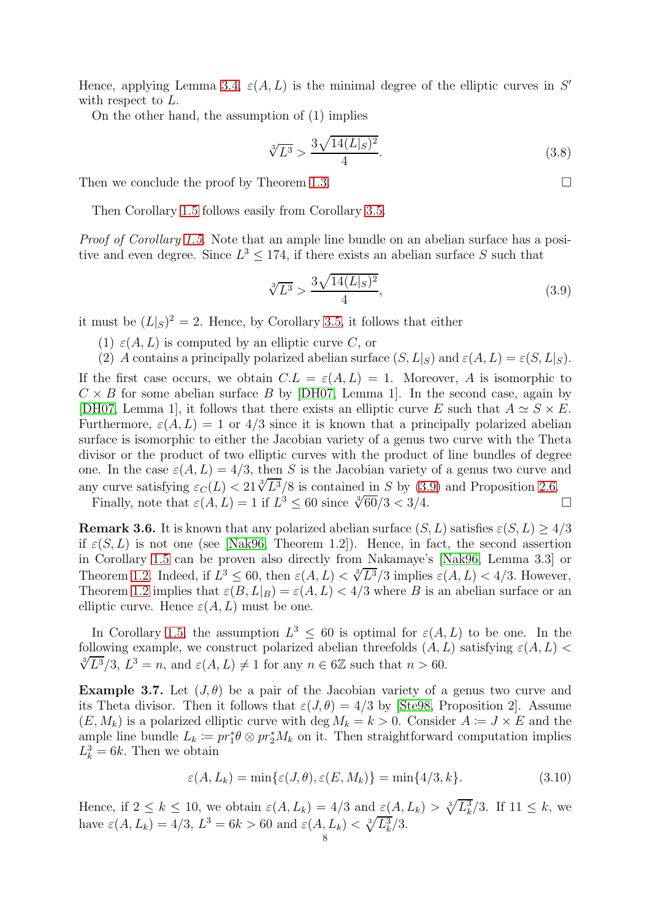Hence, applying Lemma 3.4, $\varepsilon(A, L)$ is the minimal degree of the elliptic curves in $S'$ with respect to $L$.

On the other hand, the assumption of (1) implies

$$\sqrt[3]{L^3} > \frac{3\sqrt{14(L|_S)^2}}{4}. \tag{3.8}$$

Then we conclude the proof by Theorem 1.3. $\square$

Then Corollary 1.5 follows easily from Corollary 3.5.

*Proof of Corollary 1.5.* Note that an ample line bundle on an abelian surface has a positive and even degree. Since $L^3 \leq 174$, if there exists an abelian surface $S$ such that

$$\sqrt[3]{L^3} > \frac{3\sqrt{14(L|_S)^2}}{4}, \tag{3.9}$$

it must be $(L|_S)^2 = 2$. Hence, by Corollary 3.5, it follows that either

(1) $\varepsilon(A, L)$ is computed by an elliptic curve $C$, or
(2) $A$ contains a principally polarized abelian surface $(S, L|_S)$ and $\varepsilon(A, L) = \varepsilon(S, L|_S)$.

If the first case occurs, we obtain $C.L = \varepsilon(A, L) = 1$. Moreover, $A$ is isomorphic to $C \times B$ for some abelian surface $B$ by [DH07, Lemma 1]. In the second case, again by [DH07, Lemma 1], it follows that there exists an elliptic curve $E$ such that $A \simeq S \times E$. Furthermore, $\varepsilon(A, L) = 1$ or $4/3$ since it is known that a principally polarized abelian surface is isomorphic to either the Jacobian variety of a genus two curve with the Theta divisor or the product of two elliptic curves with the product of line bundles of degree one. In the case $\varepsilon(A, L) = 4/3$, then $S$ is the Jacobian variety of a genus two curve and any curve satisfying $\varepsilon_C(L) < 21\sqrt[3]{L^3}/8$ is contained in $S$ by (3.9) and Proposition 2.6.

Finally, note that $\varepsilon(A, L) = 1$ if $L^3 \leq 60$ since $\sqrt[3]{60}/3 < 3/4$. $\square$

**Remark 3.6.** It is known that any polarized abelian surface $(S, L)$ satisfies $\varepsilon(S, L) \geq 4/3$ if $\varepsilon(S, L)$ is not one (see [Nak96, Theorem 1.2]). Hence, in fact, the second assertion in Corollary 1.5 can be proven also directly from Nakamaye's [Nak96, Lemma 3.3] or Theorem 1.2. Indeed, if $L^3 \leq 60$, then $\varepsilon(A, L) < \sqrt[3]{L^3}/3$ implies $\varepsilon(A, L) < 4/3$. However, Theorem 1.2 implies that $\varepsilon(B, L|_B) = \varepsilon(A, L) < 4/3$ where $B$ is an abelian surface or an elliptic curve. Hence $\varepsilon(A, L)$ must be one.

In Corollary 1.5, the assumption $L^3 \leq 60$ is optimal for $\varepsilon(A, L)$ to be one. In the following example, we construct polarized abelian threefolds $(A, L)$ satisfying $\varepsilon(A, L) < \sqrt[3]{L^3}/3$, $L^3 = n$, and $\varepsilon(A, L) \neq 1$ for any $n \in 6\mathbb{Z}$ such that $n > 60$.

**Example 3.7.** Let $(J, \theta)$ be a pair of the Jacobian variety of a genus two curve and its Theta divisor. Then it follows that $\varepsilon(J, \theta) = 4/3$ by [Ste98, Proposition 2]. Assume $(E, M_k)$ is a polarized elliptic curve with $\deg M_k = k > 0$. Consider $A := J \times E$ and the ample line bundle $L_k := pr_1^*\theta \otimes pr_2^* M_k$ on it. Then straightforward computation implies $L_k^3 = 6k$. Then we obtain

$$\varepsilon(A, L_k) = \min\{\varepsilon(J, \theta), \varepsilon(E, M_k)\} = \min\{4/3, k\}. \tag{3.10}$$

Hence, if $2 \leq k \leq 10$, we obtain $\varepsilon(A, L_k) = 4/3$ and $\varepsilon(A, L_k) > \sqrt[3]{L_k^3}/3$. If $11 \leq k$, we have $\varepsilon(A, L_k) = 4/3$, $L^3 = 6k > 60$ and $\varepsilon(A, L_k) < \sqrt[3]{L_k^3}/3$.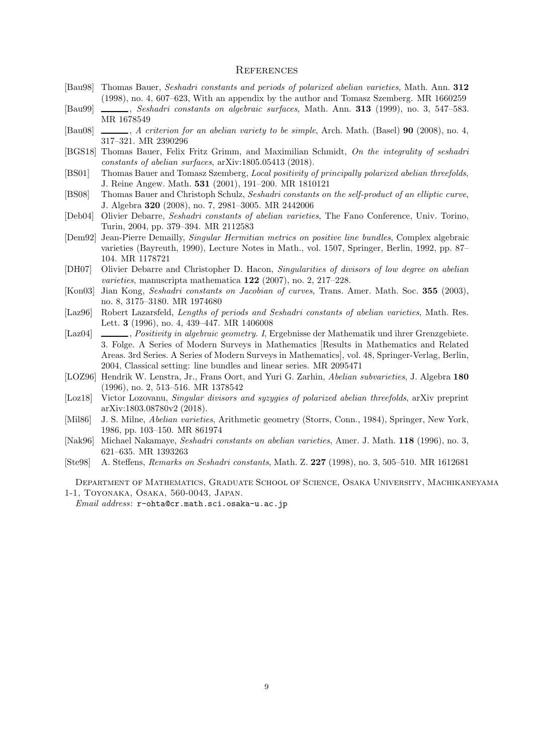## References

- [Bau98] Thomas Bauer, *Seshadri constants and periods of polarized abelian varieties*, Math. Ann. **312** (1998), no. 4, 607–623, With an appendix by the author and Tomasz Szemberg. MR 1660259
- [Bau99] ______, *Seshadri constants on algebraic surfaces*, Math. Ann. **313** (1999), no. 3, 547–583. MR 1678549
- [Bau08] ______, *A criterion for an abelian variety to be simple*, Arch. Math. (Basel) **90** (2008), no. 4, 317–321. MR 2390296
- [BGS18] Thomas Bauer, Felix Fritz Grimm, and Maximilian Schmidt, *On the integrality of seshadri constants of abelian surfaces*, arXiv:1805.05413 (2018).
- [BS01] Thomas Bauer and Tomasz Szemberg, *Local positivity of principally polarized abelian threefolds*, J. Reine Angew. Math. **531** (2001), 191–200. MR 1810121
- [BS08] Thomas Bauer and Christoph Schulz, *Seshadri constants on the self-product of an elliptic curve*, J. Algebra **320** (2008), no. 7, 2981–3005. MR 2442006
- [Deb04] Olivier Debarre, *Seshadri constants of abelian varieties*, The Fano Conference, Univ. Torino, Turin, 2004, pp. 379–394. MR 2112583
- [Dem92] Jean-Pierre Demailly, *Singular Hermitian metrics on positive line bundles*, Complex algebraic varieties (Bayreuth, 1990), Lecture Notes in Math., vol. 1507, Springer, Berlin, 1992, pp. 87–104. MR 1178721
- [DH07] Olivier Debarre and Christopher D. Hacon, *Singularities of divisors of low degree on abelian varieties*, manuscripta mathematica **122** (2007), no. 2, 217–228.
- [Kon03] Jian Kong, *Seshadri constants on Jacobian of curves*, Trans. Amer. Math. Soc. **355** (2003), no. 8, 3175–3180. MR 1974680
- [Laz96] Robert Lazarsfeld, *Lengths of periods and Seshadri constants of abelian varieties*, Math. Res. Lett. **3** (1996), no. 4, 439–447. MR 1406008
- [Laz04] ______, *Positivity in algebraic geometry. I*, Ergebnisse der Mathematik und ihrer Grenzgebiete. 3. Folge. A Series of Modern Surveys in Mathematics [Results in Mathematics and Related Areas. 3rd Series. A Series of Modern Surveys in Mathematics], vol. 48, Springer-Verlag, Berlin, 2004, Classical setting: line bundles and linear series. MR 2095471
- [LOZ96] Hendrik W. Lenstra, Jr., Frans Oort, and Yuri G. Zarhin, *Abelian subvarieties*, J. Algebra **180** (1996), no. 2, 513–516. MR 1378542
- [Loz18] Victor Lozovanu, *Singular divisors and syzygies of polarized abelian threefolds*, arXiv preprint arXiv:1803.08780v2 (2018).
- [Mil86] J. S. Milne, *Abelian varieties*, Arithmetic geometry (Storrs, Conn., 1984), Springer, New York, 1986, pp. 103–150. MR 861974
- [Nak96] Michael Nakamaye, *Seshadri constants on abelian varieties*, Amer. J. Math. **118** (1996), no. 3, 621–635. MR 1393263
- [Ste98] A. Steffens, *Remarks on Seshadri constants*, Math. Z. **227** (1998), no. 3, 505–510. MR 1612681

Department of Mathematics, Graduate School of Science, Osaka University, Machikaneyama 1-1, Toyonaka, Osaka, 560-0043, Japan.

*Email address*: r-ohta@cr.math.sci.osaka-u.ac.jp